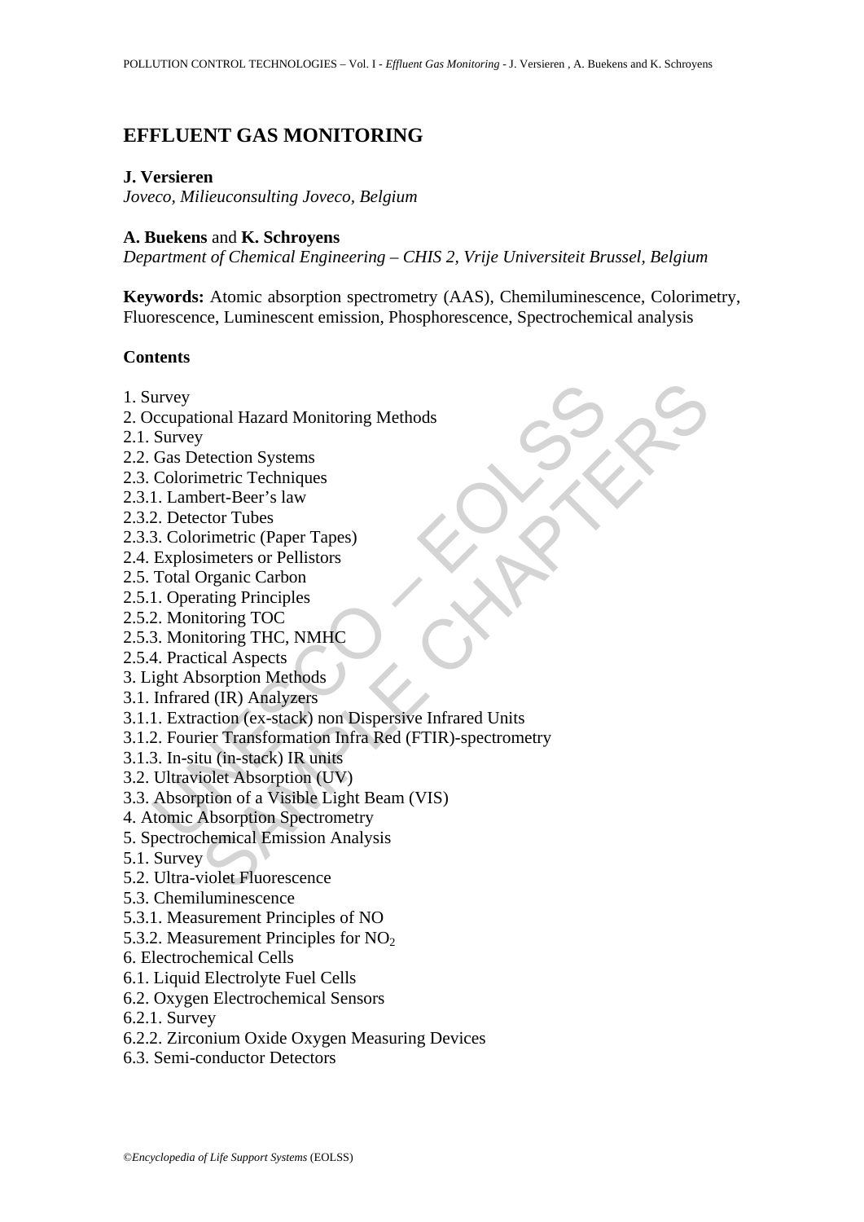# EFFLUENT GAS MONITORING

**J. Versieren**
*Joveco, Milieuconsulting Joveco, Belgium*

**A. Buekens** and **K. Schroyens**
*Department of Chemical Engineering – CHIS 2, Vrije Universiteit Brussel, Belgium*

**Keywords:** Atomic absorption spectrometry (AAS), Chemiluminescence, Colorimetry, Fluorescence, Luminescent emission, Phosphorescence, Spectrochemical analysis

## Contents

1. Survey
2. Occupational Hazard Monitoring Methods
2.1. Survey
2.2. Gas Detection Systems
2.3. Colorimetric Techniques
2.3.1. Lambert-Beer's law
2.3.2. Detector Tubes
2.3.3. Colorimetric (Paper Tapes)
2.4. Explosimeters or Pellistors
2.5. Total Organic Carbon
2.5.1. Operating Principles
2.5.2. Monitoring TOC
2.5.3. Monitoring THC, NMHC
2.5.4. Practical Aspects
3. Light Absorption Methods
3.1. Infrared (IR) Analyzers
3.1.1. Extraction (ex-stack) non Dispersive Infrared Units
3.1.2. Fourier Transformation Infra Red (FTIR)-spectrometry
3.1.3. In-situ (in-stack) IR units
3.2. Ultraviolet Absorption (UV)
3.3. Absorption of a Visible Light Beam (VIS)
4. Atomic Absorption Spectrometry
5. Spectrochemical Emission Analysis
5.1. Survey
5.2. Ultra-violet Fluorescence
5.3. Chemiluminescence
5.3.1. Measurement Principles of NO
5.3.2. Measurement Principles for $NO_2$
6. Electrochemical Cells
6.1. Liquid Electrolyte Fuel Cells
6.2. Oxygen Electrochemical Sensors
6.2.1. Survey
6.2.2. Zirconium Oxide Oxygen Measuring Devices
6.3. Semi-conductor Detectors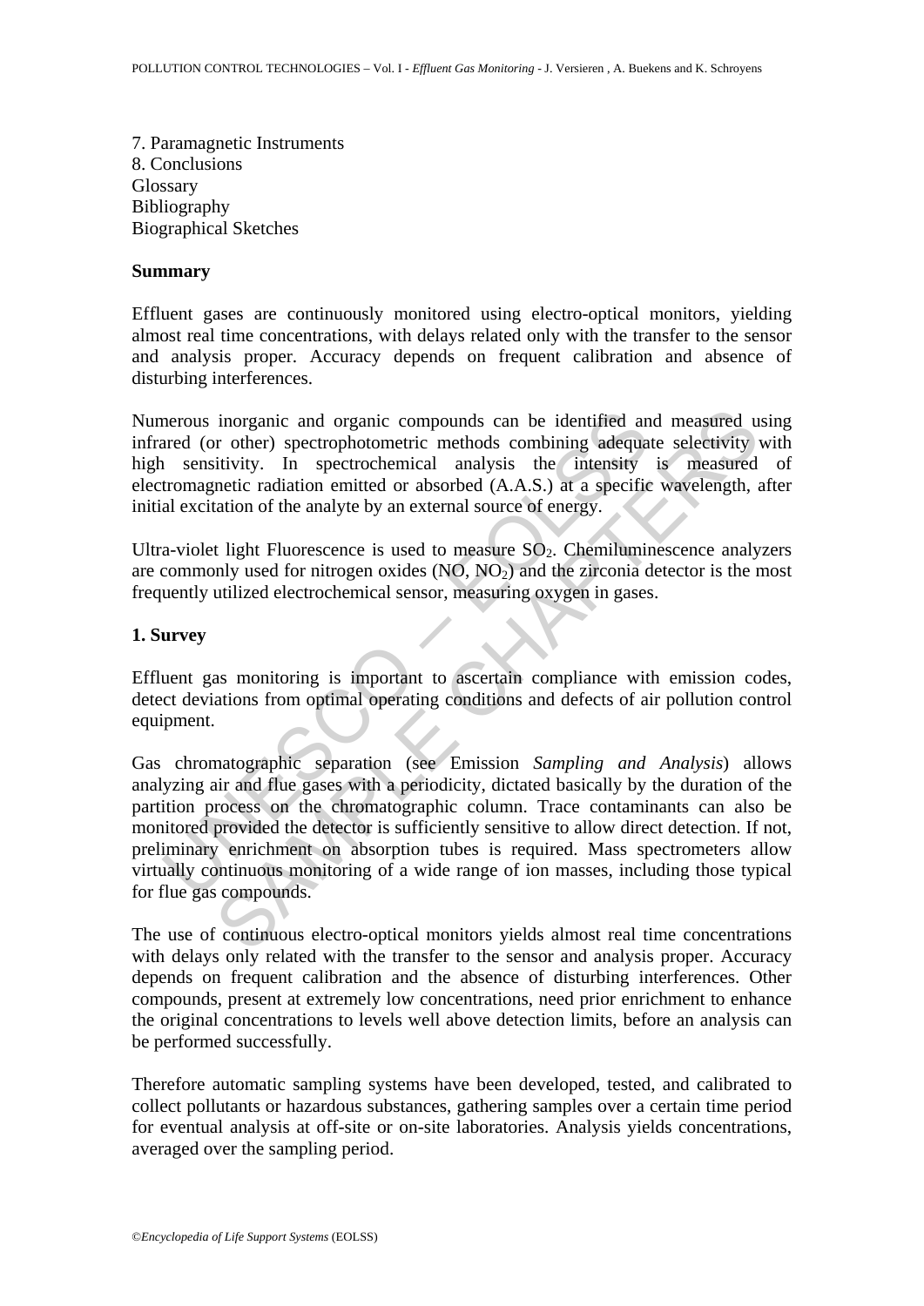7. Paramagnetic Instruments
8. Conclusions
Glossary
Bibliography
Biographical Sketches

**Summary**

Effluent gases are continuously monitored using electro-optical monitors, yielding almost real time concentrations, with delays related only with the transfer to the sensor and analysis proper. Accuracy depends on frequent calibration and absence of disturbing interferences.

Numerous inorganic and organic compounds can be identified and measured using infrared (or other) spectrophotometric methods combining adequate selectivity with high sensitivity. In spectrochemical analysis the intensity is measured of electromagnetic radiation emitted or absorbed (A.A.S.) at a specific wavelength, after initial excitation of the analyte by an external source of energy.

Ultra-violet light Fluorescence is used to measure $SO_2$. Chemiluminescence analyzers are commonly used for nitrogen oxides (NO, $NO_2$) and the zirconia detector is the most frequently utilized electrochemical sensor, measuring oxygen in gases.

## 1. Survey

Effluent gas monitoring is important to ascertain compliance with emission codes, detect deviations from optimal operating conditions and defects of air pollution control equipment.

Gas chromatographic separation (see Emission *Sampling and Analysis*) allows analyzing air and flue gases with a periodicity, dictated basically by the duration of the partition process on the chromatographic column. Trace contaminants can also be monitored provided the detector is sufficiently sensitive to allow direct detection. If not, preliminary enrichment on absorption tubes is required. Mass spectrometers allow virtually continuous monitoring of a wide range of ion masses, including those typical for flue gas compounds.

The use of continuous electro-optical monitors yields almost real time concentrations with delays only related with the transfer to the sensor and analysis proper. Accuracy depends on frequent calibration and the absence of disturbing interferences. Other compounds, present at extremely low concentrations, need prior enrichment to enhance the original concentrations to levels well above detection limits, before an analysis can be performed successfully.

Therefore automatic sampling systems have been developed, tested, and calibrated to collect pollutants or hazardous substances, gathering samples over a certain time period for eventual analysis at off-site or on-site laboratories. Analysis yields concentrations, averaged over the sampling period.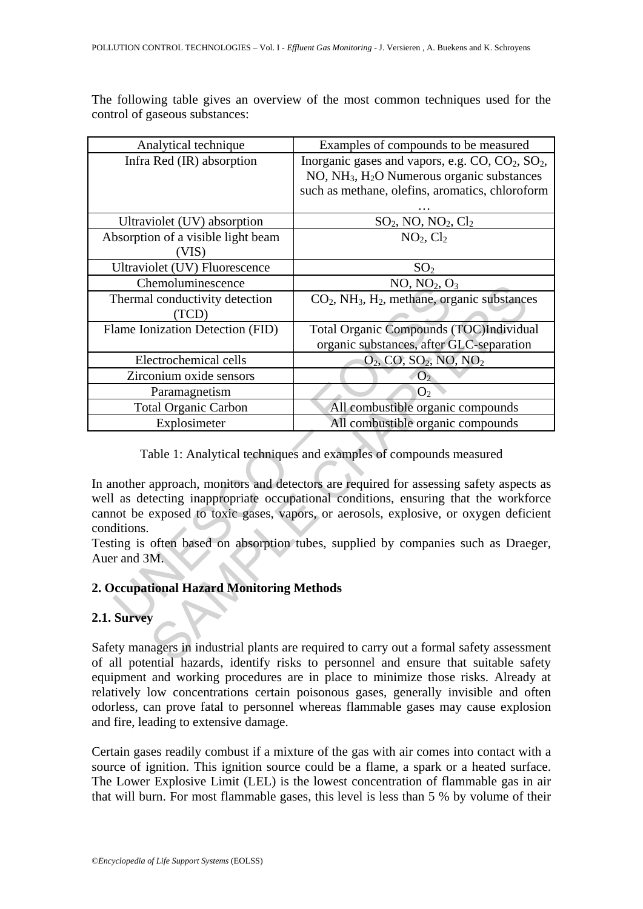The following table gives an overview of the most common techniques used for the control of gaseous substances:

| Analytical technique | Examples of compounds to be measured |
|---|---|
| Infra Red (IR) absorption | Inorganic gases and vapors, e.g. CO, $CO_2$, $SO_2$, NO, $NH_3$, $H_2O$ Numerous organic substances such as methane, olefins, aromatics, chloroform … |
| Ultraviolet (UV) absorption | $SO_2$, NO, $NO_2$, $Cl_2$ |
| Absorption of a visible light beam (VIS) | $NO_2$, $Cl_2$ |
| Ultraviolet (UV) Fluorescence | $SO_2$ |
| Chemoluminescence | NO, $NO_2$, $O_3$ |
| Thermal conductivity detection (TCD) | $CO_2$, $NH_3$, $H_2$, methane, organic substances |
| Flame Ionization Detection (FID) | Total Organic Compounds (TOC)Individual organic substances, after GLC-separation |
| Electrochemical cells | $O_2$, CO, $SO_2$, NO, $NO_2$ |
| Zirconium oxide sensors | $O_2$ |
| Paramagnetism | $O_2$ |
| Total Organic Carbon | All combustible organic compounds |
| Explosimeter | All combustible organic compounds |

Table 1: Analytical techniques and examples of compounds measured

In another approach, monitors and detectors are required for assessing safety aspects as well as detecting inappropriate occupational conditions, ensuring that the workforce cannot be exposed to toxic gases, vapors, or aerosols, explosive, or oxygen deficient conditions.

Testing is often based on absorption tubes, supplied by companies such as Draeger, Auer and 3M.

## 2. Occupational Hazard Monitoring Methods

### 2.1. Survey

Safety managers in industrial plants are required to carry out a formal safety assessment of all potential hazards, identify risks to personnel and ensure that suitable safety equipment and working procedures are in place to minimize those risks. Already at relatively low concentrations certain poisonous gases, generally invisible and often odorless, can prove fatal to personnel whereas flammable gases may cause explosion and fire, leading to extensive damage.

Certain gases readily combust if a mixture of the gas with air comes into contact with a source of ignition. This ignition source could be a flame, a spark or a heated surface. The Lower Explosive Limit (LEL) is the lowest concentration of flammable gas in air that will burn. For most flammable gases, this level is less than 5 % by volume of their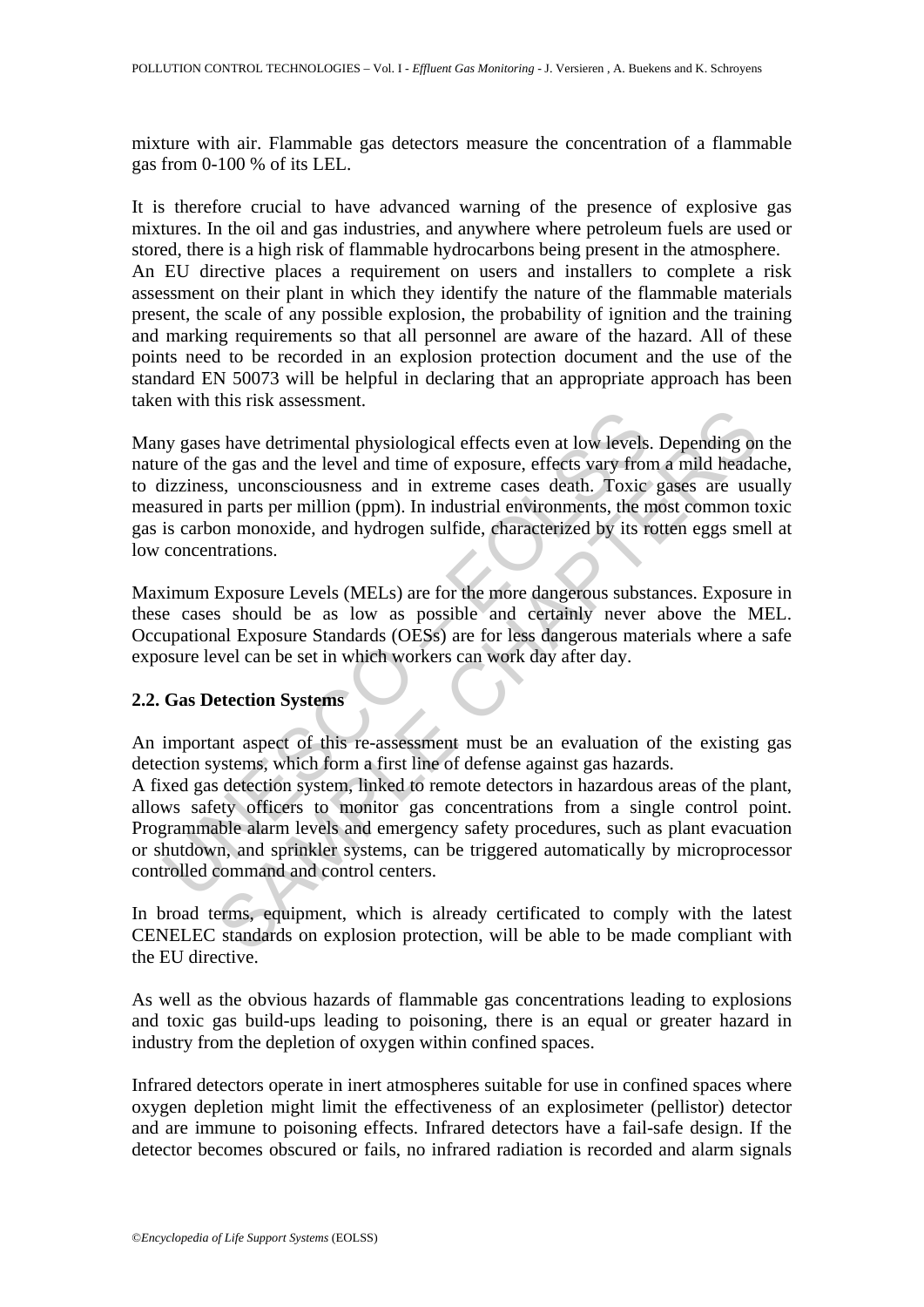mixture with air. Flammable gas detectors measure the concentration of a flammable gas from 0-100 % of its LEL.

It is therefore crucial to have advanced warning of the presence of explosive gas mixtures. In the oil and gas industries, and anywhere where petroleum fuels are used or stored, there is a high risk of flammable hydrocarbons being present in the atmosphere.
An EU directive places a requirement on users and installers to complete a risk assessment on their plant in which they identify the nature of the flammable materials present, the scale of any possible explosion, the probability of ignition and the training and marking requirements so that all personnel are aware of the hazard. All of these points need to be recorded in an explosion protection document and the use of the standard EN 50073 will be helpful in declaring that an appropriate approach has been taken with this risk assessment.

Many gases have detrimental physiological effects even at low levels. Depending on the nature of the gas and the level and time of exposure, effects vary from a mild headache, to dizziness, unconsciousness and in extreme cases death. Toxic gases are usually measured in parts per million (ppm). In industrial environments, the most common toxic gas is carbon monoxide, and hydrogen sulfide, characterized by its rotten eggs smell at low concentrations.

Maximum Exposure Levels (MELs) are for the more dangerous substances. Exposure in these cases should be as low as possible and certainly never above the MEL. Occupational Exposure Standards (OESs) are for less dangerous materials where a safe exposure level can be set in which workers can work day after day.

## 2.2. Gas Detection Systems

An important aspect of this re-assessment must be an evaluation of the existing gas detection systems, which form a first line of defense against gas hazards.
A fixed gas detection system, linked to remote detectors in hazardous areas of the plant, allows safety officers to monitor gas concentrations from a single control point. Programmable alarm levels and emergency safety procedures, such as plant evacuation or shutdown, and sprinkler systems, can be triggered automatically by microprocessor controlled command and control centers.

In broad terms, equipment, which is already certificated to comply with the latest CENELEC standards on explosion protection, will be able to be made compliant with the EU directive.

As well as the obvious hazards of flammable gas concentrations leading to explosions and toxic gas build-ups leading to poisoning, there is an equal or greater hazard in industry from the depletion of oxygen within confined spaces.

Infrared detectors operate in inert atmospheres suitable for use in confined spaces where oxygen depletion might limit the effectiveness of an explosimeter (pellistor) detector and are immune to poisoning effects. Infrared detectors have a fail-safe design. If the detector becomes obscured or fails, no infrared radiation is recorded and alarm signals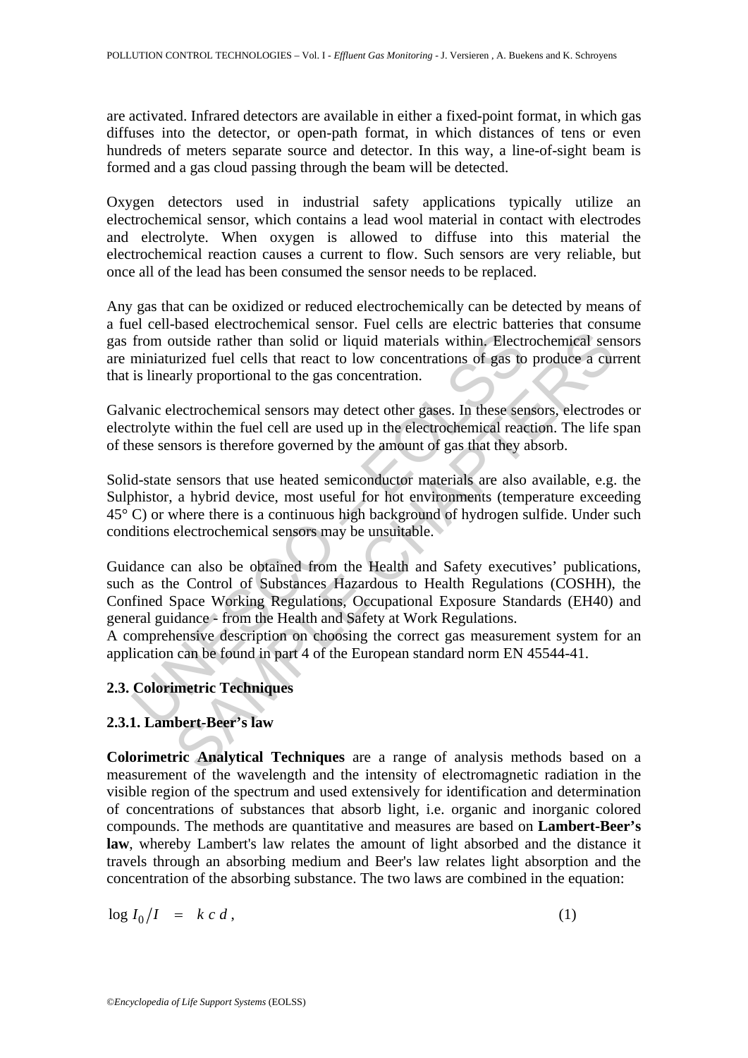are activated. Infrared detectors are available in either a fixed-point format, in which gas diffuses into the detector, or open-path format, in which distances of tens or even hundreds of meters separate source and detector. In this way, a line-of-sight beam is formed and a gas cloud passing through the beam will be detected.

Oxygen detectors used in industrial safety applications typically utilize an electrochemical sensor, which contains a lead wool material in contact with electrodes and electrolyte. When oxygen is allowed to diffuse into this material the electrochemical reaction causes a current to flow. Such sensors are very reliable, but once all of the lead has been consumed the sensor needs to be replaced.

Any gas that can be oxidized or reduced electrochemically can be detected by means of a fuel cell-based electrochemical sensor. Fuel cells are electric batteries that consume gas from outside rather than solid or liquid materials within. Electrochemical sensors are miniaturized fuel cells that react to low concentrations of gas to produce a current that is linearly proportional to the gas concentration.

Galvanic electrochemical sensors may detect other gases. In these sensors, electrodes or electrolyte within the fuel cell are used up in the electrochemical reaction. The life span of these sensors is therefore governed by the amount of gas that they absorb.

Solid-state sensors that use heated semiconductor materials are also available, e.g. the Sulphistor, a hybrid device, most useful for hot environments (temperature exceeding 45° C) or where there is a continuous high background of hydrogen sulfide. Under such conditions electrochemical sensors may be unsuitable.

Guidance can also be obtained from the Health and Safety executives' publications, such as the Control of Substances Hazardous to Health Regulations (COSHH), the Confined Space Working Regulations, Occupational Exposure Standards (EH40) and general guidance - from the Health and Safety at Work Regulations.
A comprehensive description on choosing the correct gas measurement system for an application can be found in part 4 of the European standard norm EN 45544-41.

## 2.3. Colorimetric Techniques

### 2.3.1. Lambert-Beer's law

**Colorimetric Analytical Techniques** are a range of analysis methods based on a measurement of the wavelength and the intensity of electromagnetic radiation in the visible region of the spectrum and used extensively for identification and determination of concentrations of substances that absorb light, i.e. organic and inorganic colored compounds. The methods are quantitative and measures are based on **Lambert-Beer's law**, whereby Lambert's law relates the amount of light absorbed and the distance it travels through an absorbing medium and Beer's law relates light absorption and the concentration of the absorbing substance. The two laws are combined in the equation:

$$\log I_0/I \;=\; k\,c\,d\,, \tag{1}$$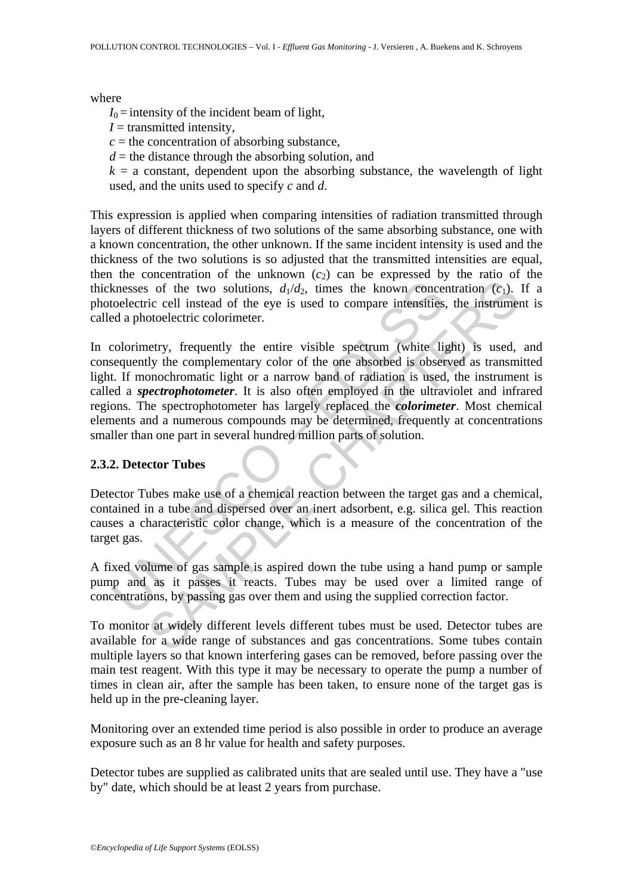where

$I_0$ = intensity of the incident beam of light,

$I$ = transmitted intensity,

$c$ = the concentration of absorbing substance,

$d$ = the distance through the absorbing solution, and

$k$ = a constant, dependent upon the absorbing substance, the wavelength of light used, and the units used to specify $c$ and $d$.

This expression is applied when comparing intensities of radiation transmitted through layers of different thickness of two solutions of the same absorbing substance, one with a known concentration, the other unknown. If the same incident intensity is used and the thickness of the two solutions is so adjusted that the transmitted intensities are equal, then the concentration of the unknown ($c_2$) can be expressed by the ratio of the thicknesses of the two solutions, $d_1/d_2$, times the known concentration ($c_1$). If a photoelectric cell instead of the eye is used to compare intensities, the instrument is called a photoelectric colorimeter.

In colorimetry, frequently the entire visible spectrum (white light) is used, and consequently the complementary color of the one absorbed is observed as transmitted light. If monochromatic light or a narrow band of radiation is used, the instrument is called a ***spectrophotometer***. It is also often employed in the ultraviolet and infrared regions. The spectrophotometer has largely replaced the ***colorimeter***. Most chemical elements and a numerous compounds may be determined, frequently at concentrations smaller than one part in several hundred million parts of solution.

### 2.3.2. Detector Tubes

Detector Tubes make use of a chemical reaction between the target gas and a chemical, contained in a tube and dispersed over an inert adsorbent, e.g. silica gel. This reaction causes a characteristic color change, which is a measure of the concentration of the target gas.

A fixed volume of gas sample is aspired down the tube using a hand pump or sample pump and as it passes it reacts. Tubes may be used over a limited range of concentrations, by passing gas over them and using the supplied correction factor.

To monitor at widely different levels different tubes must be used. Detector tubes are available for a wide range of substances and gas concentrations. Some tubes contain multiple layers so that known interfering gases can be removed, before passing over the main test reagent. With this type it may be necessary to operate the pump a number of times in clean air, after the sample has been taken, to ensure none of the target gas is held up in the pre-cleaning layer.

Monitoring over an extended time period is also possible in order to produce an average exposure such as an 8 hr value for health and safety purposes.

Detector tubes are supplied as calibrated units that are sealed until use. They have a "use by" date, which should be at least 2 years from purchase.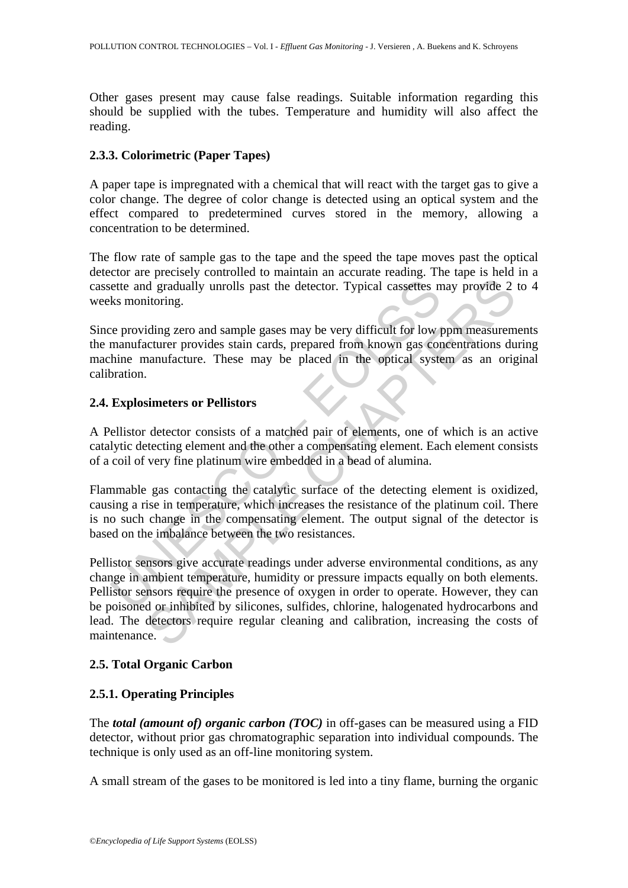Other gases present may cause false readings. Suitable information regarding this should be supplied with the tubes. Temperature and humidity will also affect the reading.

### 2.3.3. Colorimetric (Paper Tapes)

A paper tape is impregnated with a chemical that will react with the target gas to give a color change. The degree of color change is detected using an optical system and the effect compared to predetermined curves stored in the memory, allowing a concentration to be determined.

The flow rate of sample gas to the tape and the speed the tape moves past the optical detector are precisely controlled to maintain an accurate reading. The tape is held in a cassette and gradually unrolls past the detector. Typical cassettes may provide 2 to 4 weeks monitoring.

Since providing zero and sample gases may be very difficult for low ppm measurements the manufacturer provides stain cards, prepared from known gas concentrations during machine manufacture. These may be placed in the optical system as an original calibration.

## 2.4. Explosimeters or Pellistors

A Pellistor detector consists of a matched pair of elements, one of which is an active catalytic detecting element and the other a compensating element. Each element consists of a coil of very fine platinum wire embedded in a bead of alumina.

Flammable gas contacting the catalytic surface of the detecting element is oxidized, causing a rise in temperature, which increases the resistance of the platinum coil. There is no such change in the compensating element. The output signal of the detector is based on the imbalance between the two resistances.

Pellistor sensors give accurate readings under adverse environmental conditions, as any change in ambient temperature, humidity or pressure impacts equally on both elements. Pellistor sensors require the presence of oxygen in order to operate. However, they can be poisoned or inhibited by silicones, sulfides, chlorine, halogenated hydrocarbons and lead. The detectors require regular cleaning and calibration, increasing the costs of maintenance.

## 2.5. Total Organic Carbon

### 2.5.1. Operating Principles

The ***total (amount of) organic carbon (TOC)*** in off-gases can be measured using a FID detector, without prior gas chromatographic separation into individual compounds. The technique is only used as an off-line monitoring system.

A small stream of the gases to be monitored is led into a tiny flame, burning the organic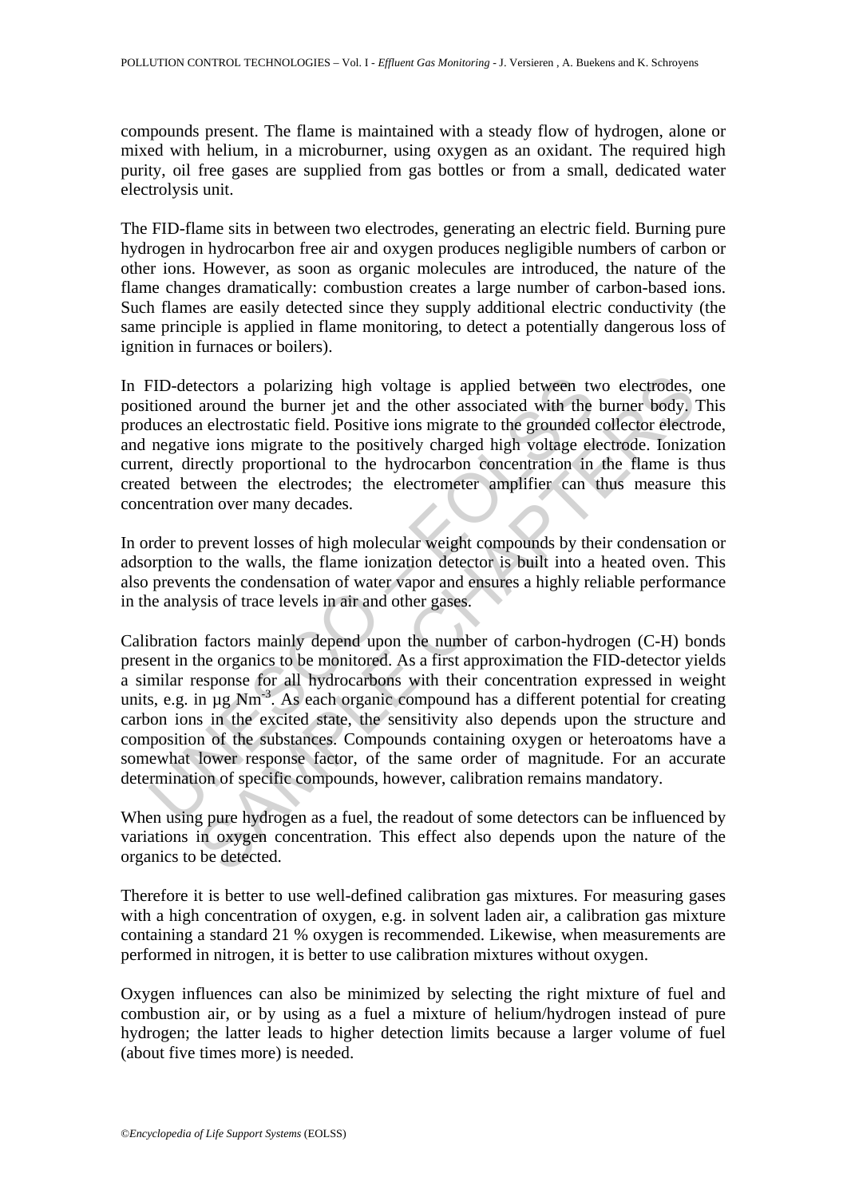compounds present. The flame is maintained with a steady flow of hydrogen, alone or mixed with helium, in a microburner, using oxygen as an oxidant. The required high purity, oil free gases are supplied from gas bottles or from a small, dedicated water electrolysis unit.

The FID-flame sits in between two electrodes, generating an electric field. Burning pure hydrogen in hydrocarbon free air and oxygen produces negligible numbers of carbon or other ions. However, as soon as organic molecules are introduced, the nature of the flame changes dramatically: combustion creates a large number of carbon-based ions. Such flames are easily detected since they supply additional electric conductivity (the same principle is applied in flame monitoring, to detect a potentially dangerous loss of ignition in furnaces or boilers).

In FID-detectors a polarizing high voltage is applied between two electrodes, one positioned around the burner jet and the other associated with the burner body. This produces an electrostatic field. Positive ions migrate to the grounded collector electrode, and negative ions migrate to the positively charged high voltage electrode. Ionization current, directly proportional to the hydrocarbon concentration in the flame is thus created between the electrodes; the electrometer amplifier can thus measure this concentration over many decades.

In order to prevent losses of high molecular weight compounds by their condensation or adsorption to the walls, the flame ionization detector is built into a heated oven. This also prevents the condensation of water vapor and ensures a highly reliable performance in the analysis of trace levels in air and other gases.

Calibration factors mainly depend upon the number of carbon-hydrogen (C-H) bonds present in the organics to be monitored. As a first approximation the FID-detector yields a similar response for all hydrocarbons with their concentration expressed in weight units, e.g. in µg $Nm^{-3}$. As each organic compound has a different potential for creating carbon ions in the excited state, the sensitivity also depends upon the structure and composition of the substances. Compounds containing oxygen or heteroatoms have a somewhat lower response factor, of the same order of magnitude. For an accurate determination of specific compounds, however, calibration remains mandatory.

When using pure hydrogen as a fuel, the readout of some detectors can be influenced by variations in oxygen concentration. This effect also depends upon the nature of the organics to be detected.

Therefore it is better to use well-defined calibration gas mixtures. For measuring gases with a high concentration of oxygen, e.g. in solvent laden air, a calibration gas mixture containing a standard 21 % oxygen is recommended. Likewise, when measurements are performed in nitrogen, it is better to use calibration mixtures without oxygen.

Oxygen influences can also be minimized by selecting the right mixture of fuel and combustion air, or by using as a fuel a mixture of helium/hydrogen instead of pure hydrogen; the latter leads to higher detection limits because a larger volume of fuel (about five times more) is needed.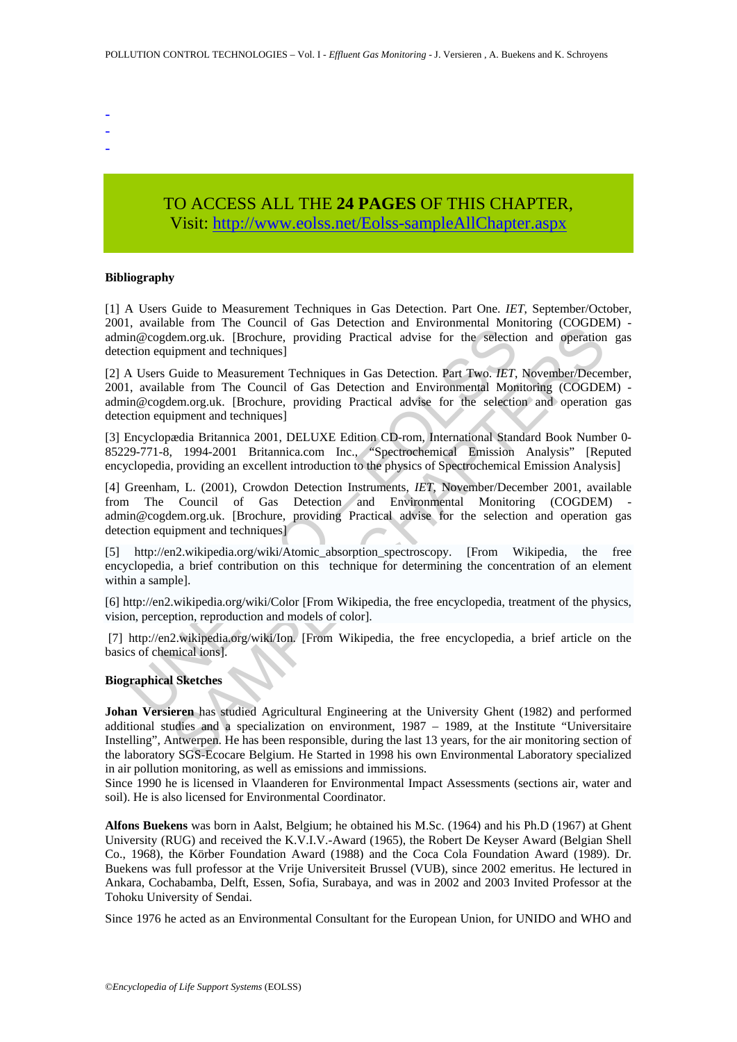-
-
-

TO ACCESS ALL THE **24 PAGES** OF THIS CHAPTER,
Visit: http://www.eolss.net/Eolss-sampleAllChapter.aspx

**Bibliography**

[1] A Users Guide to Measurement Techniques in Gas Detection. Part One. *IET*, September/October, 2001, available from The Council of Gas Detection and Environmental Monitoring (COGDEM) - admin@cogdem.org.uk. [Brochure, providing Practical advise for the selection and operation gas detection equipment and techniques]

[2] A Users Guide to Measurement Techniques in Gas Detection. Part Two. *IET*, November/December, 2001, available from The Council of Gas Detection and Environmental Monitoring (COGDEM) - admin@cogdem.org.uk. [Brochure, providing Practical advise for the selection and operation gas detection equipment and techniques]

[3] Encyclopædia Britannica 2001, DELUXE Edition CD-rom, International Standard Book Number 0-85229-771-8, 1994-2001 Britannica.com Inc., "Spectrochemical Emission Analysis" [Reputed encyclopedia, providing an excellent introduction to the physics of Spectrochemical Emission Analysis]

[4] Greenham, L. (2001), Crowdon Detection Instruments, *IET*, November/December 2001, available from The Council of Gas Detection and Environmental Monitoring (COGDEM) - admin@cogdem.org.uk. [Brochure, providing Practical advise for the selection and operation gas detection equipment and techniques]

[5] http://en2.wikipedia.org/wiki/Atomic_absorption_spectroscopy. [From Wikipedia, the free encyclopedia, a brief contribution on this technique for determining the concentration of an element within a sample].

[6] http://en2.wikipedia.org/wiki/Color [From Wikipedia, the free encyclopedia, treatment of the physics, vision, perception, reproduction and models of color].

[7] http://en2.wikipedia.org/wiki/Ion. [From Wikipedia, the free encyclopedia, a brief article on the basics of chemical ions].

**Biographical Sketches**

**Johan Versieren** has studied Agricultural Engineering at the University Ghent (1982) and performed additional studies and a specialization on environment, 1987 – 1989, at the Institute "Universitaire Instelling", Antwerpen. He has been responsible, during the last 13 years, for the air monitoring section of the laboratory SGS-Ecocare Belgium. He Started in 1998 his own Environmental Laboratory specialized in air pollution monitoring, as well as emissions and immissions.
Since 1990 he is licensed in Vlaanderen for Environmental Impact Assessments (sections air, water and soil). He is also licensed for Environmental Coordinator.

**Alfons Buekens** was born in Aalst, Belgium; he obtained his M.Sc. (1964) and his Ph.D (1967) at Ghent University (RUG) and received the K.V.I.V.-Award (1965), the Robert De Keyser Award (Belgian Shell Co., 1968), the Körber Foundation Award (1988) and the Coca Cola Foundation Award (1989). Dr. Buekens was full professor at the Vrije Universiteit Brussel (VUB), since 2002 emeritus. He lectured in Ankara, Cochabamba, Delft, Essen, Sofia, Surabaya, and was in 2002 and 2003 Invited Professor at the Tohoku University of Sendai.

Since 1976 he acted as an Environmental Consultant for the European Union, for UNIDO and WHO and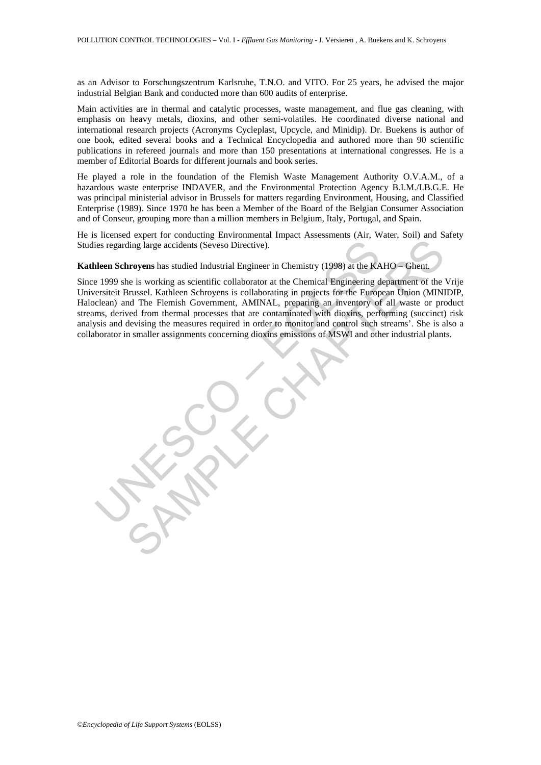as an Advisor to Forschungszentrum Karlsruhe, T.N.O. and VITO. For 25 years, he advised the major industrial Belgian Bank and conducted more than 600 audits of enterprise.

Main activities are in thermal and catalytic processes, waste management, and flue gas cleaning, with emphasis on heavy metals, dioxins, and other semi-volatiles. He coordinated diverse national and international research projects (Acronyms Cycleplast, Upcycle, and Minidip). Dr. Buekens is author of one book, edited several books and a Technical Encyclopedia and authored more than 90 scientific publications in refereed journals and more than 150 presentations at international congresses. He is a member of Editorial Boards for different journals and book series.

He played a role in the foundation of the Flemish Waste Management Authority O.V.A.M., of a hazardous waste enterprise INDAVER, and the Environmental Protection Agency B.I.M./I.B.G.E. He was principal ministerial advisor in Brussels for matters regarding Environment, Housing, and Classified Enterprise (1989). Since 1970 he has been a Member of the Board of the Belgian Consumer Association and of Conseur, grouping more than a million members in Belgium, Italy, Portugal, and Spain.

He is licensed expert for conducting Environmental Impact Assessments (Air, Water, Soil) and Safety Studies regarding large accidents (Seveso Directive).

**Kathleen Schroyens** has studied Industrial Engineer in Chemistry (1998) at the KAHO – Ghent.

Since 1999 she is working as scientific collaborator at the Chemical Engineering department of the Vrije Universiteit Brussel. Kathleen Schroyens is collaborating in projects for the European Union (MINIDIP, Haloclean) and The Flemish Government, AMINAL, preparing an inventory of all waste or product streams, derived from thermal processes that are contaminated with dioxins, performing (succinct) risk analysis and devising the measures required in order to monitor and control such streams'. She is also a collaborator in smaller assignments concerning dioxins emissions of MSWI and other industrial plants.